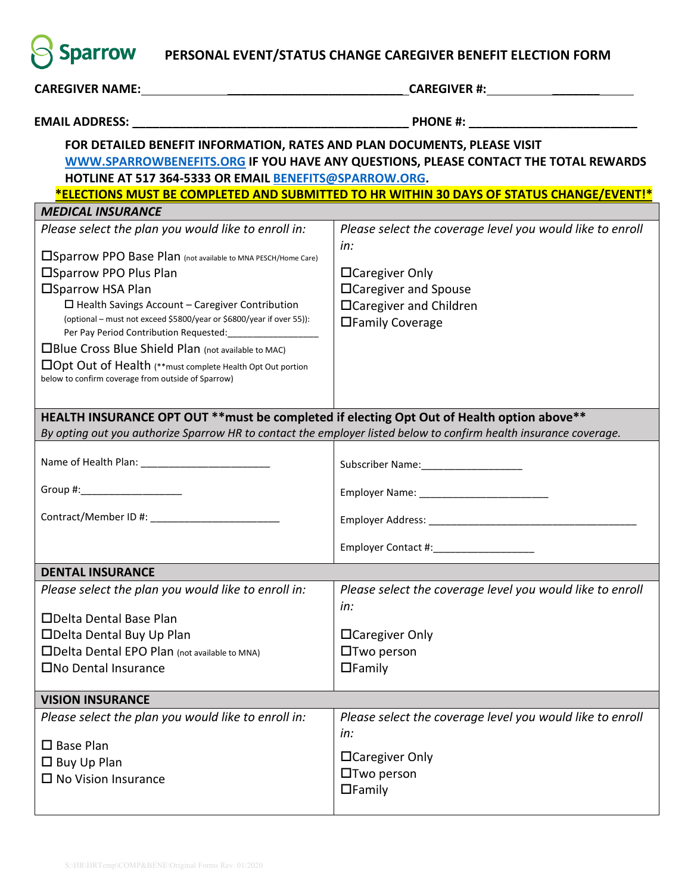Sparrow **PERSONAL EVENT/STATUS CHANGE CAREGIVER BENEFIT ELECTION FORM**

**CAREGIVER NAME:** ___________________________ **CAREGIVER #:** _______

**EMAIL ADDRESS:** ___________________________________________ **PHONE #:** _________________________

**FOR DETAILED BENEFIT INFORMATION, RATES AND PLAN DOCUMENTS, PLEASE VISIT WWW.SPARROWBENEFITS.ORG IF YOU HAVE ANY QUESTIONS, PLEASE CONTACT THE TOTAL REWARDS HOTLINE AT 517 364-5333 OR EMAIL BENEFITS@SPARROW.ORG.**

**\*ELECTIONS MUST BE COMPLETED AND SUBMITTED TO HR WITHIN 30 DAYS OF STATUS CHANGE/EVENT!\***

| ***MEDICAL INSURANCE*** | |
|---|---|
| *Please select the plan you would like to enroll in:*<br><br>☐Sparrow PPO Base Plan (not available to MNA PESCH/Home Care)<br>☐Sparrow PPO Plus Plan<br>☐Sparrow HSA Plan<br>☐ Health Savings Account – Caregiver Contribution (optional – must not exceed $5800/year or $6800/year if over 55)): Per Pay Period Contribution Requested:________________<br>☐Blue Cross Blue Shield Plan (not available to MAC)<br>☐Opt Out of Health (\*\*must complete Health Opt Out portion below to confirm coverage from outside of Sparrow) | *Please select the coverage level you would like to enroll in:*<br><br>☐Caregiver Only<br>☐Caregiver and Spouse<br>☐Caregiver and Children<br>☐Family Coverage |

| **HEALTH INSURANCE OPT OUT \*\*must be completed if electing Opt Out of Health option above\*\***<br>*By opting out you authorize Sparrow HR to contact the employer listed below to confirm health insurance coverage.* | |
|---|---|
| Name of Health Plan: _______________________<br><br>Group #:__________________<br><br>Contract/Member ID #: _______________________ | Subscriber Name:__________________<br><br>Employer Name: ______________________<br><br>Employer Address: _____________________________________<br><br>Employer Contact #:_________________ |

| **DENTAL INSURANCE** | |
|---|---|
| *Please select the plan you would like to enroll in:*<br><br>☐Delta Dental Base Plan<br>☐Delta Dental Buy Up Plan<br>☐Delta Dental EPO Plan (not available to MNA)<br>☐No Dental Insurance | *Please select the coverage level you would like to enroll in:*<br><br>☐Caregiver Only<br>☐Two person<br>☐Family |

| **VISION INSURANCE** | |
|---|---|
| *Please select the plan you would like to enroll in:*<br><br>☐ Base Plan<br>☐ Buy Up Plan<br>☐ No Vision Insurance | *Please select the coverage level you would like to enroll in:*<br><br>☐Caregiver Only<br>☐Two person<br>☐Family |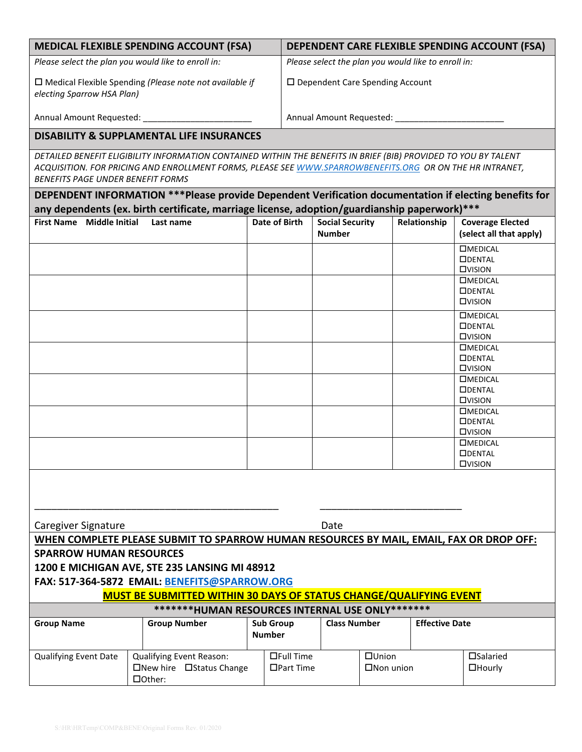| MEDICAL FLEXIBLE SPENDING ACCOUNT (FSA) | DEPENDENT CARE FLEXIBLE SPENDING ACCOUNT (FSA) |
|---|---|
| *Please select the plan you would like to enroll in:* | *Please select the plan you would like to enroll in:* |
| ☐ Medical Flexible Spending *(Please note not available if electing Sparrow HSA Plan)* | ☐ Dependent Care Spending Account |
| Annual Amount Requested: ______________________ | Annual Amount Requested: ______________________ |

## DISABILITY & SUPPLAMENTAL LIFE INSURANCES

*DETAILED BENEFIT ELIGIBILITY INFORMATION CONTAINED WITHIN THE BENEFITS IN BRIEF (BIB) PROVIDED TO YOU BY TALENT ACQUISITION. FOR PRICING AND ENROLLMENT FORMS, PLEASE SEE WWW.SPARROWBENEFITS.ORG OR ON THE HR INTRANET, BENEFITS PAGE UNDER BENEFIT FORMS*

## DEPENDENT INFORMATION ***Please provide Dependent Verification documentation if electing benefits for any dependents (ex. birth certificate, marriage license, adoption/guardianship paperwork)***

| First Name Middle Initial Last name | Date of Birth | Social Security Number | Relationship | Coverage Elected (select all that apply) |
|---|---|---|---|---|
| | | | | ☐MEDICAL ☐DENTAL ☐VISION |
| | | | | ☐MEDICAL ☐DENTAL ☐VISION |
| | | | | ☐MEDICAL ☐DENTAL ☐VISION |
| | | | | ☐MEDICAL ☐DENTAL ☐VISION |
| | | | | ☐MEDICAL ☐DENTAL ☐VISION |
| | | | | ☐MEDICAL ☐DENTAL ☐VISION |
| | | | | ☐MEDICAL ☐DENTAL ☐VISION |

_______________________________________________ __________________________

Caregiver Signature Date

**WHEN COMPLETE PLEASE SUBMIT TO SPARROW HUMAN RESOURCES BY MAIL, EMAIL, FAX OR DROP OFF:**

**SPARROW HUMAN RESOURCES**

**1200 E MICHIGAN AVE, STE 235 LANSING MI 48912**

**FAX: 517-364-5872 EMAIL: BENEFITS@SPARROW.ORG**

**MUST BE SUBMITTED WITHIN 30 DAYS OF STATUS CHANGE/QUALIFYING EVENT**

**\*\*\*\*\*\*\*HUMAN RESOURCES INTERNAL USE ONLY\*\*\*\*\*\*\***

| Group Name | Group Number | Sub Group Number | Class Number | Effective Date |
|---|---|---|---|---|
| | | | | |

| Qualifying Event Date | Qualifying Event Reason: ☐New hire ☐Status Change ☐Other: | ☐Full Time ☐Part Time | ☐Union ☐Non union | ☐Salaried ☐Hourly |
|---|---|---|---|---|

S:\HR\HRTemp\COMP&BENE\Original Forms Rev. 01/2020